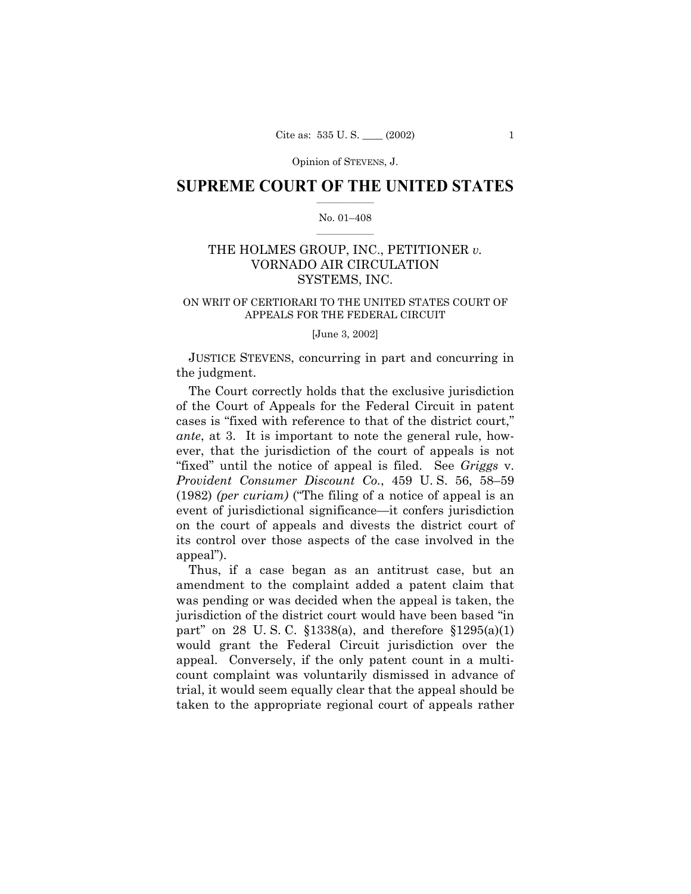Opinion of STEVENS, J.

# SUPREME COURT OF THE UNITED STATES

No. 01–408

THE HOLMES GROUP, INC., PETITIONER *v.* VORNADO AIR CIRCULATION SYSTEMS, INC.

ON WRIT OF CERTIORARI TO THE UNITED STATES COURT OF APPEALS FOR THE FEDERAL CIRCUIT

[June 3, 2002]

JUSTICE STEVENS, concurring in part and concurring in the judgment.

The Court correctly holds that the exclusive jurisdiction of the Court of Appeals for the Federal Circuit in patent cases is "fixed with reference to that of the district court," *ante*, at 3. It is important to note the general rule, however, that the jurisdiction of the court of appeals is not "fixed" until the notice of appeal is filed. See *Griggs* v. *Provident Consumer Discount Co.*, 459 U. S. 56, 58–59 (1982) *(per curiam)* ("The filing of a notice of appeal is an event of jurisdictional significance—it confers jurisdiction on the court of appeals and divests the district court of its control over those aspects of the case involved in the appeal").

Thus, if a case began as an antitrust case, but an amendment to the complaint added a patent claim that was pending or was decided when the appeal is taken, the jurisdiction of the district court would have been based "in part" on 28 U. S. C. §1338(a), and therefore §1295(a)(1) would grant the Federal Circuit jurisdiction over the appeal. Conversely, if the only patent count in a multicount complaint was voluntarily dismissed in advance of trial, it would seem equally clear that the appeal should be taken to the appropriate regional court of appeals rather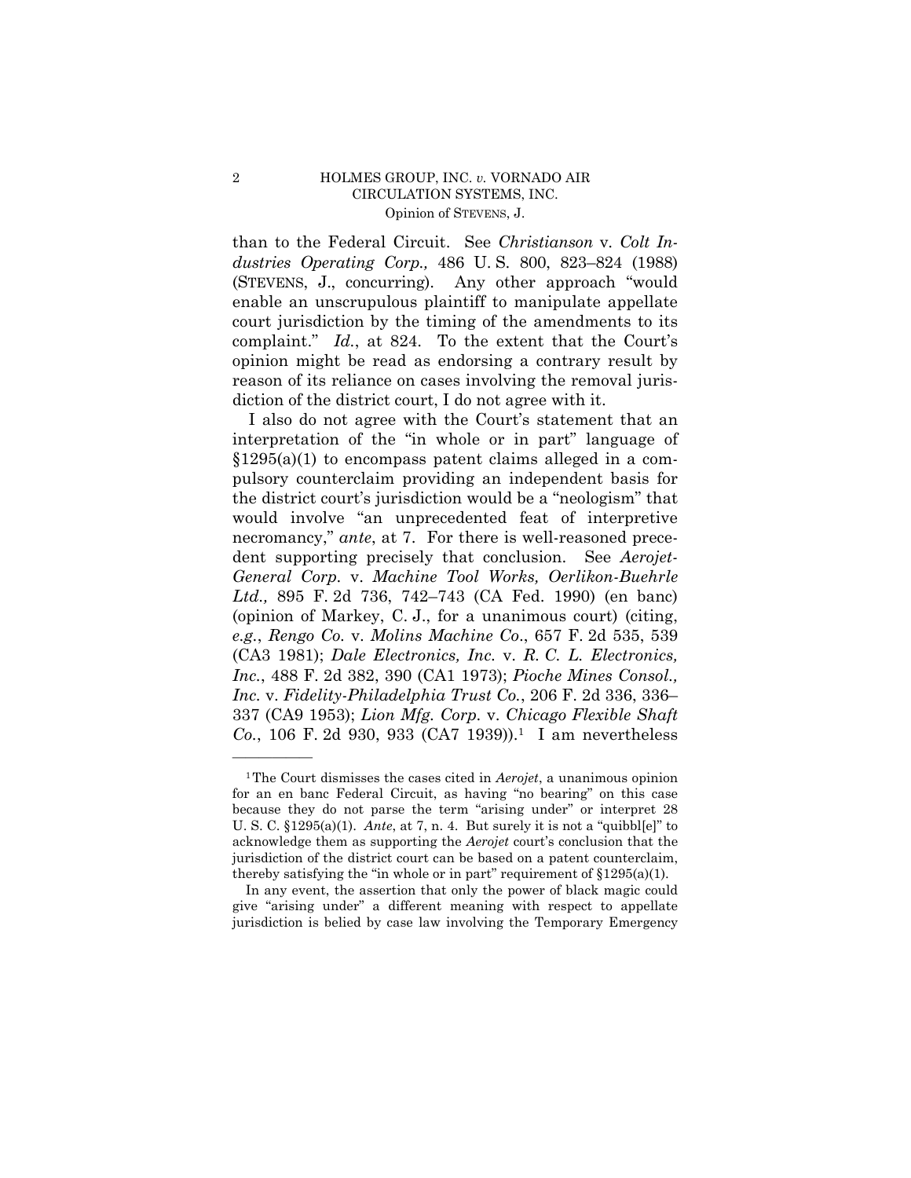than to the Federal Circuit. See *Christianson* v. *Colt Industries Operating Corp.,* 486 U. S. 800, 823–824 (1988) (STEVENS, J., concurring). Any other approach "would enable an unscrupulous plaintiff to manipulate appellate court jurisdiction by the timing of the amendments to its complaint." *Id.*, at 824. To the extent that the Court's opinion might be read as endorsing a contrary result by reason of its reliance on cases involving the removal jurisdiction of the district court, I do not agree with it.

I also do not agree with the Court's statement that an interpretation of the "in whole or in part" language of §1295(a)(1) to encompass patent claims alleged in a compulsory counterclaim providing an independent basis for the district court's jurisdiction would be a "neologism" that would involve "an unprecedented feat of interpretive necromancy," *ante*, at 7. For there is well-reasoned precedent supporting precisely that conclusion. See *Aerojet-General Corp.* v. *Machine Tool Works, Oerlikon-Buehrle Ltd.,* 895 F. 2d 736, 742–743 (CA Fed. 1990) (en banc) (opinion of Markey, C. J., for a unanimous court) (citing, *e.g.*, *Rengo Co.* v. *Molins Machine Co.*, 657 F. 2d 535, 539 (CA3 1981); *Dale Electronics, Inc.* v. *R. C. L. Electronics, Inc.*, 488 F. 2d 382, 390 (CA1 1973); *Pioche Mines Consol., Inc.* v. *Fidelity-Philadelphia Trust Co.*, 206 F. 2d 336, 336–337 (CA9 1953); *Lion Mfg. Corp.* v. *Chicago Flexible Shaft Co.*, 106 F. 2d 930, 933 (CA7 1939)).[1] I am nevertheless

---

[1] The Court dismisses the cases cited in *Aerojet*, a unanimous opinion for an en banc Federal Circuit, as having "no bearing" on this case because they do not parse the term "arising under" or interpret 28 U. S. C. §1295(a)(1). *Ante*, at 7, n. 4. But surely it is not a "quibbl[e]" to acknowledge them as supporting the *Aerojet* court's conclusion that the jurisdiction of the district court can be based on a patent counterclaim, thereby satisfying the "in whole or in part" requirement of §1295(a)(1).

In any event, the assertion that only the power of black magic could give "arising under" a different meaning with respect to appellate jurisdiction is belied by case law involving the Temporary Emergency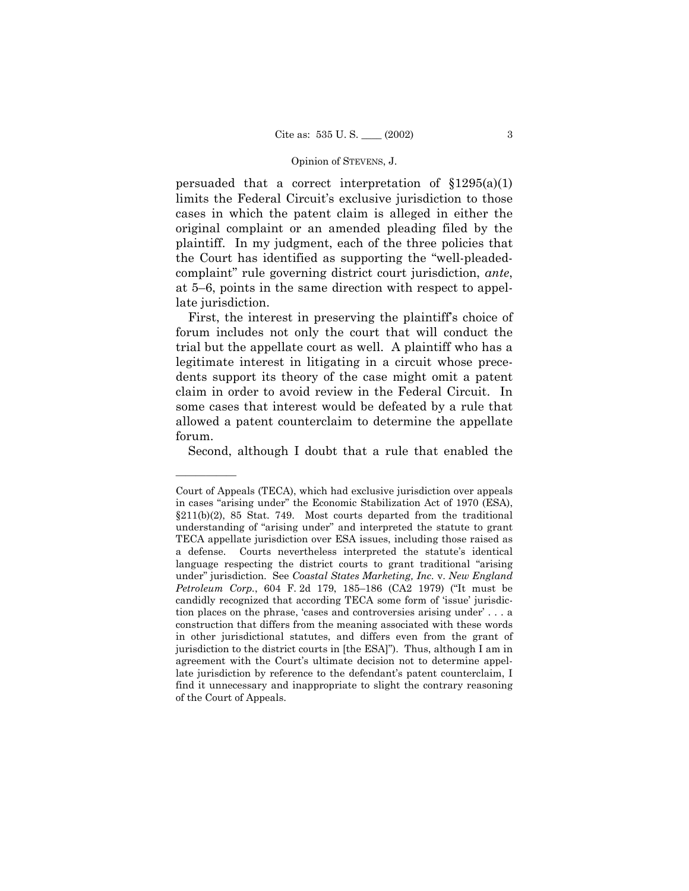persuaded that a correct interpretation of §1295(a)(1) limits the Federal Circuit's exclusive jurisdiction to those cases in which the patent claim is alleged in either the original complaint or an amended pleading filed by the plaintiff. In my judgment, each of the three policies that the Court has identified as supporting the "well-pleaded-complaint" rule governing district court jurisdiction, *ante*, at 5–6, points in the same direction with respect to appellate jurisdiction.

First, the interest in preserving the plaintiff's choice of forum includes not only the court that will conduct the trial but the appellate court as well. A plaintiff who has a legitimate interest in litigating in a circuit whose precedents support its theory of the case might omit a patent claim in order to avoid review in the Federal Circuit. In some cases that interest would be defeated by a rule that allowed a patent counterclaim to determine the appellate forum.

Second, although I doubt that a rule that enabled the

---

Court of Appeals (TECA), which had exclusive jurisdiction over appeals in cases "arising under" the Economic Stabilization Act of 1970 (ESA), §211(b)(2), 85 Stat. 749. Most courts departed from the traditional understanding of "arising under" and interpreted the statute to grant TECA appellate jurisdiction over ESA issues, including those raised as a defense. Courts nevertheless interpreted the statute's identical language respecting the district courts to grant traditional "arising under" jurisdiction. See *Coastal States Marketing, Inc.* v. *New England Petroleum Corp.*, 604 F. 2d 179, 185–186 (CA2 1979) ("It must be candidly recognized that according TECA some form of 'issue' jurisdiction places on the phrase, 'cases and controversies arising under' . . . a construction that differs from the meaning associated with these words in other jurisdictional statutes, and differs even from the grant of jurisdiction to the district courts in [the ESA]"). Thus, although I am in agreement with the Court's ultimate decision not to determine appellate jurisdiction by reference to the defendant's patent counterclaim, I find it unnecessary and inappropriate to slight the contrary reasoning of the Court of Appeals.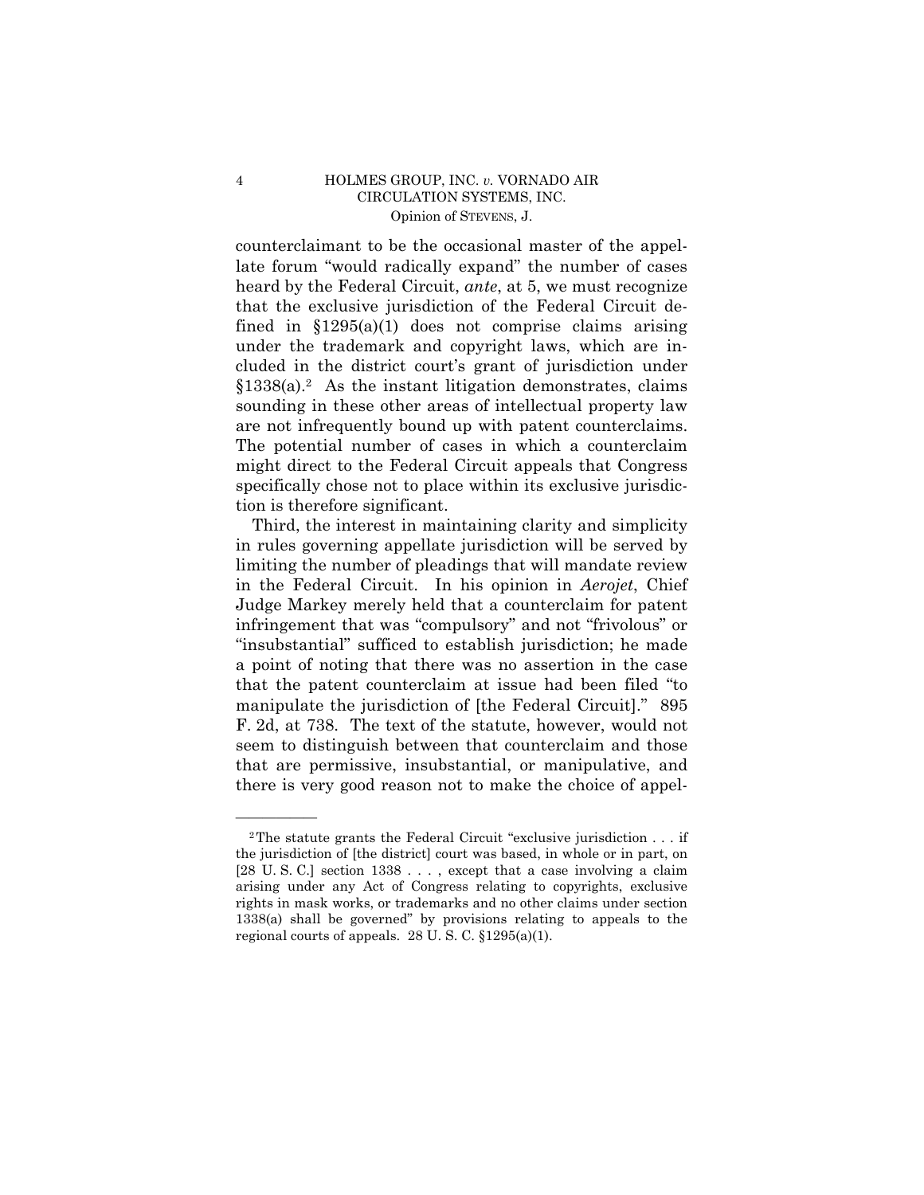counterclaimant to be the occasional master of the appellate forum "would radically expand" the number of cases heard by the Federal Circuit, *ante*, at 5, we must recognize that the exclusive jurisdiction of the Federal Circuit defined in §1295(a)(1) does not comprise claims arising under the trademark and copyright laws, which are included in the district court's grant of jurisdiction under §1338(a).[2] As the instant litigation demonstrates, claims sounding in these other areas of intellectual property law are not infrequently bound up with patent counterclaims. The potential number of cases in which a counterclaim might direct to the Federal Circuit appeals that Congress specifically chose not to place within its exclusive jurisdiction is therefore significant.

Third, the interest in maintaining clarity and simplicity in rules governing appellate jurisdiction will be served by limiting the number of pleadings that will mandate review in the Federal Circuit. In his opinion in *Aerojet*, Chief Judge Markey merely held that a counterclaim for patent infringement that was "compulsory" and not "frivolous" or "insubstantial" sufficed to establish jurisdiction; he made a point of noting that there was no assertion in the case that the patent counterclaim at issue had been filed "to manipulate the jurisdiction of [the Federal Circuit]." 895 F. 2d, at 738. The text of the statute, however, would not seem to distinguish between that counterclaim and those that are permissive, insubstantial, or manipulative, and there is very good reason not to make the choice of appel-

---

[2] The statute grants the Federal Circuit "exclusive jurisdiction . . . if the jurisdiction of [the district] court was based, in whole or in part, on [28 U. S. C.] section 1338 . . . , except that a case involving a claim arising under any Act of Congress relating to copyrights, exclusive rights in mask works, or trademarks and no other claims under section 1338(a) shall be governed" by provisions relating to appeals to the regional courts of appeals. 28 U. S. C. §1295(a)(1).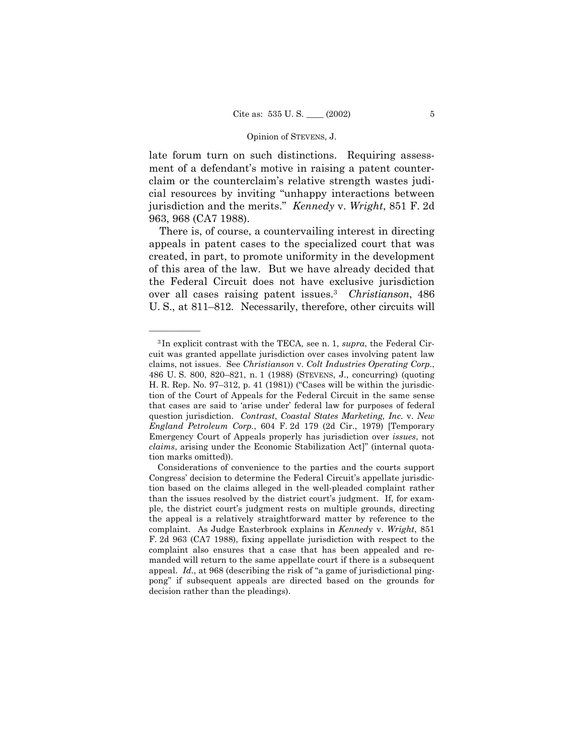late forum turn on such distinctions. Requiring assessment of a defendant's motive in raising a patent counterclaim or the counterclaim's relative strength wastes judicial resources by inviting "unhappy interactions between jurisdiction and the merits." *Kennedy* v. *Wright*, 851 F. 2d 963, 968 (CA7 1988).

There is, of course, a countervailing interest in directing appeals in patent cases to the specialized court that was created, in part, to promote uniformity in the development of this area of the law. But we have already decided that the Federal Circuit does not have exclusive jurisdiction over all cases raising patent issues.[3] *Christianson*, 486 U. S., at 811–812. Necessarily, therefore, other circuits will

---

[3] In explicit contrast with the TECA, see n. 1, *supra*, the Federal Circuit was granted appellate jurisdiction over cases involving patent law claims, not issues. See *Christianson* v. *Colt Industries Operating Corp.*, 486 U. S. 800, 820–821, n. 1 (1988) (STEVENS, J., concurring) (quoting H. R. Rep. No. 97–312, p. 41 (1981)) ("Cases will be within the jurisdiction of the Court of Appeals for the Federal Circuit in the same sense that cases are said to 'arise under' federal law for purposes of federal question jurisdiction. *Contrast*, *Coastal States Marketing, Inc.* v. *New England Petroleum Corp.*, 604 F. 2d 179 (2d Cir., 1979) [Temporary Emergency Court of Appeals properly has jurisdiction over *issues*, not *claims*, arising under the Economic Stabilization Act]" (internal quotation marks omitted)).

Considerations of convenience to the parties and the courts support Congress' decision to determine the Federal Circuit's appellate jurisdiction based on the claims alleged in the well-pleaded complaint rather than the issues resolved by the district court's judgment. If, for example, the district court's judgment rests on multiple grounds, directing the appeal is a relatively straightforward matter by reference to the complaint. As Judge Easterbrook explains in *Kennedy* v. *Wright*, 851 F. 2d 963 (CA7 1988), fixing appellate jurisdiction with respect to the complaint also ensures that a case that has been appealed and remanded will return to the same appellate court if there is a subsequent appeal. *Id.*, at 968 (describing the risk of "a game of jurisdictional ping-pong" if subsequent appeals are directed based on the grounds for decision rather than the pleadings).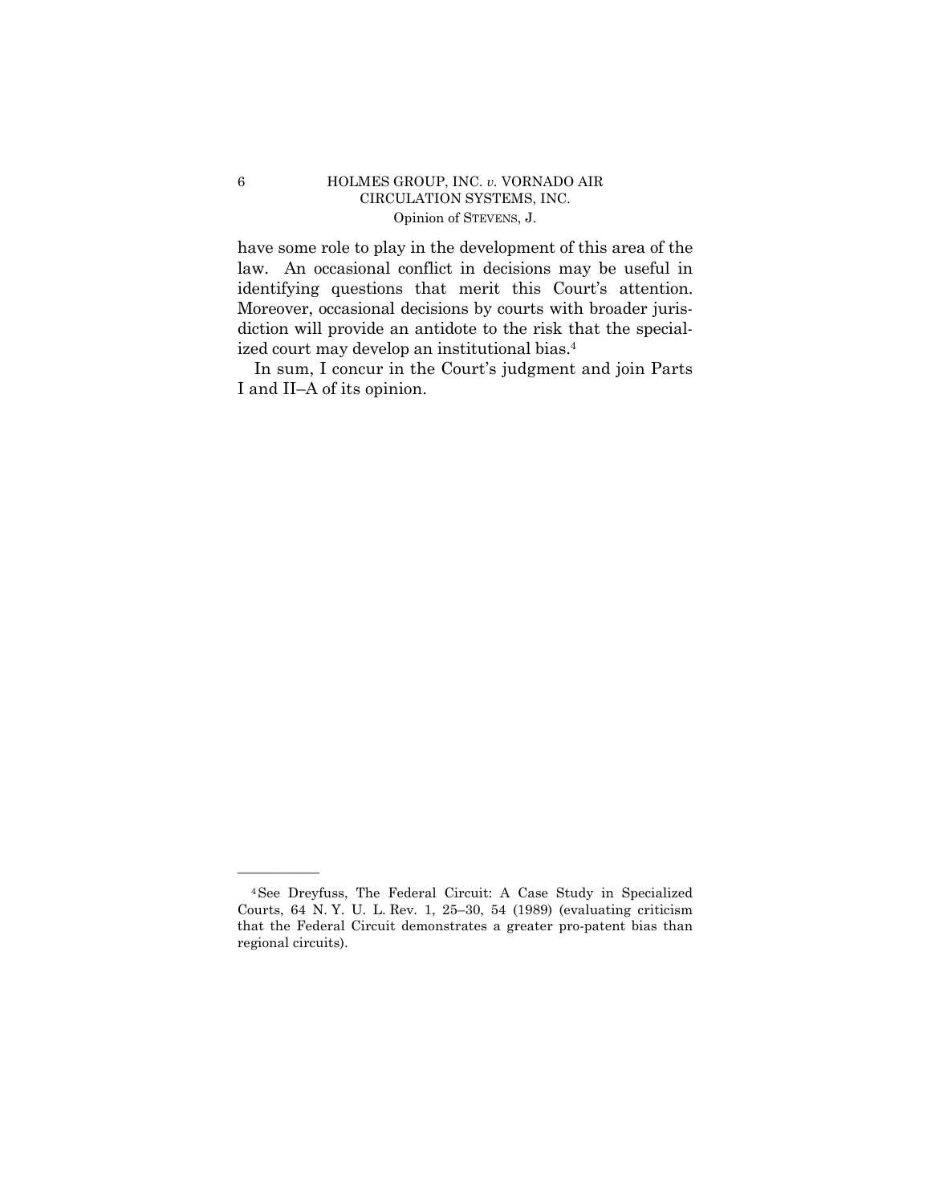have some role to play in the development of this area of the law. An occasional conflict in decisions may be useful in identifying questions that merit this Court's attention. Moreover, occasional decisions by courts with broader jurisdiction will provide an antidote to the risk that the specialized court may develop an institutional bias.[4]

In sum, I concur in the Court's judgment and join Parts I and II–A of its opinion.

---

[4] See Dreyfuss, The Federal Circuit: A Case Study in Specialized Courts, 64 N. Y. U. L. Rev. 1, 25–30, 54 (1989) (evaluating criticism that the Federal Circuit demonstrates a greater pro-patent bias than regional circuits).